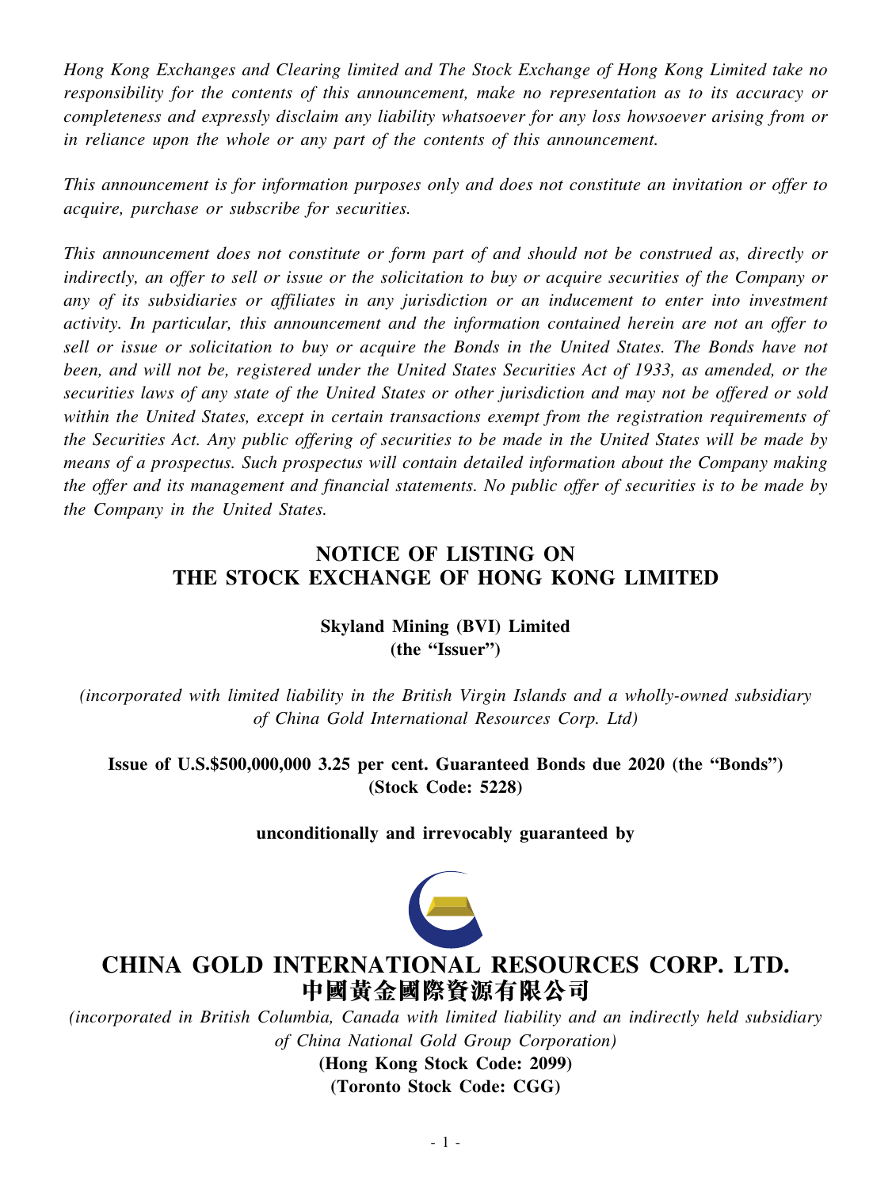*Hong Kong Exchanges and Clearing limited and The Stock Exchange of Hong Kong Limited take no responsibility for the contents of this announcement, make no representation as to its accuracy or completeness and expressly disclaim any liability whatsoever for any loss howsoever arising from or in reliance upon the whole or any part of the contents of this announcement.*

*This announcement is for information purposes only and does not constitute an invitation or offer to acquire, purchase or subscribe for securities.*

*This announcement does not constitute or form part of and should not be construed as, directly or indirectly, an offer to sell or issue or the solicitation to buy or acquire securities of the Company or any of its subsidiaries or affiliates in any jurisdiction or an inducement to enter into investment activity. In particular, this announcement and the information contained herein are not an offer to sell or issue or solicitation to buy or acquire the Bonds in the United States. The Bonds have not been, and will not be, registered under the United States Securities Act of 1933, as amended, or the securities laws of any state of the United States or other jurisdiction and may not be offered or sold within the United States, except in certain transactions exempt from the registration requirements of the Securities Act. Any public offering of securities to be made in the United States will be made by means of a prospectus. Such prospectus will contain detailed information about the Company making the offer and its management and financial statements. No public offer of securities is to be made by the Company in the United States.*

# NOTICE OF LISTING ON THE STOCK EXCHANGE OF HONG KONG LIMITED

**Skyland Mining (BVI) Limited**
**(the "Issuer")**

*(incorporated with limited liability in the British Virgin Islands and a wholly-owned subsidiary of China Gold International Resources Corp. Ltd)*

**Issue of U.S.$500,000,000 3.25 per cent. Guaranteed Bonds due 2020 (the "Bonds")**
**(Stock Code: 5228)**

**unconditionally and irrevocably guaranteed by**

## CHINA GOLD INTERNATIONAL RESOURCES CORP. LTD.
## 中國黃金國際資源有限公司

*(incorporated in British Columbia, Canada with limited liability and an indirectly held subsidiary of China National Gold Group Corporation)*

**(Hong Kong Stock Code: 2099)**
**(Toronto Stock Code: CGG)**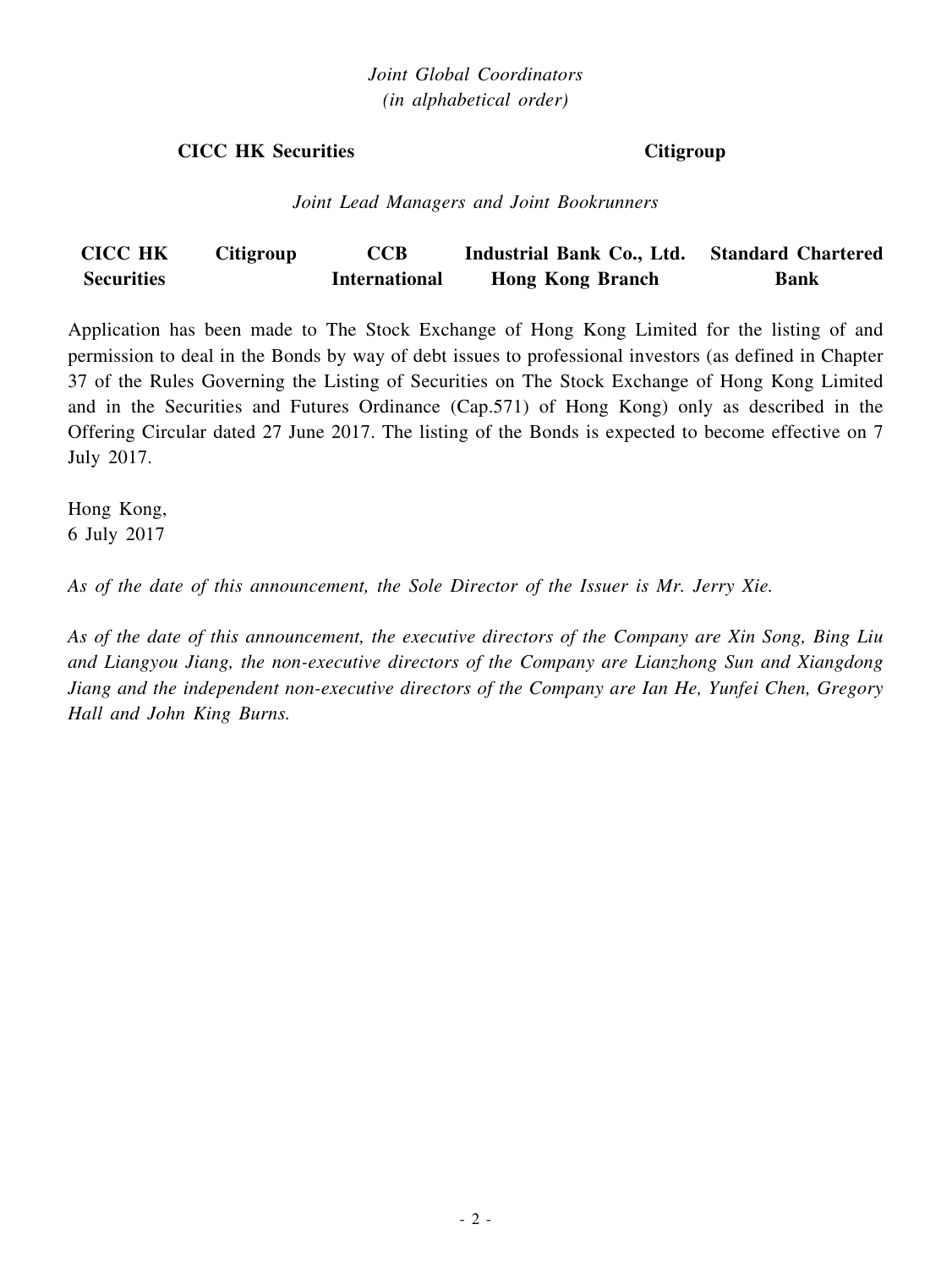*Joint Global Coordinators*
*(in alphabetical order)*

**CICC HK Securities** **Citigroup**

*Joint Lead Managers and Joint Bookrunners*

**CICC HK Securities** **Citigroup** **CCB International** **Industrial Bank Co., Ltd. Hong Kong Branch** **Standard Chartered Bank**

Application has been made to The Stock Exchange of Hong Kong Limited for the listing of and permission to deal in the Bonds by way of debt issues to professional investors (as defined in Chapter 37 of the Rules Governing the Listing of Securities on The Stock Exchange of Hong Kong Limited and in the Securities and Futures Ordinance (Cap.571) of Hong Kong) only as described in the Offering Circular dated 27 June 2017. The listing of the Bonds is expected to become effective on 7 July 2017.

Hong Kong,
6 July 2017

*As of the date of this announcement, the Sole Director of the Issuer is Mr. Jerry Xie.*

*As of the date of this announcement, the executive directors of the Company are Xin Song, Bing Liu and Liangyou Jiang, the non-executive directors of the Company are Lianzhong Sun and Xiangdong Jiang and the independent non-executive directors of the Company are Ian He, Yunfei Chen, Gregory Hall and John King Burns.*